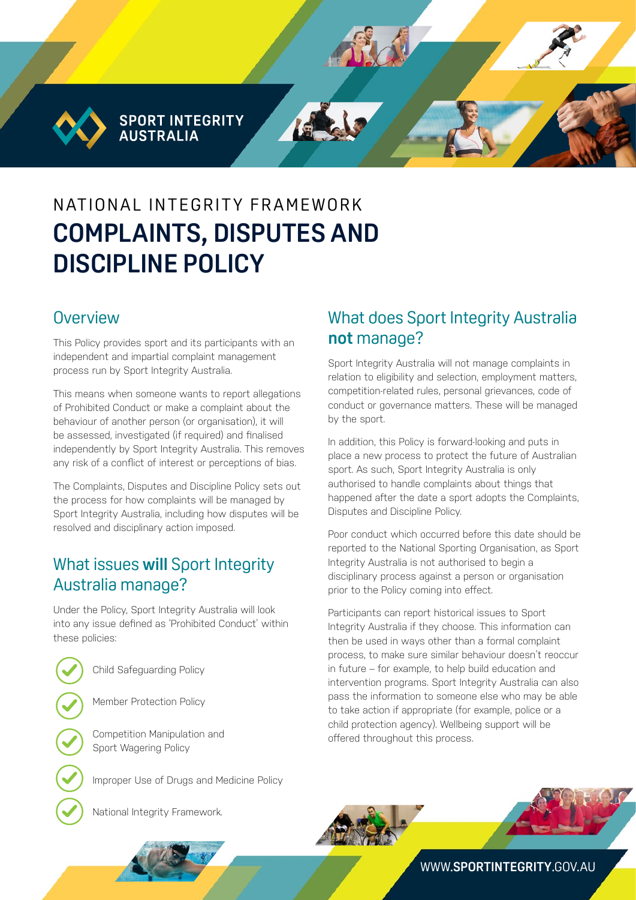SPORT INTEGRITY AUSTRALIA

NATIONAL INTEGRITY FRAMEWORK

# COMPLAINTS, DISPUTES AND DISCIPLINE POLICY

## Overview

This Policy provides sport and its participants with an independent and impartial complaint management process run by Sport Integrity Australia.

This means when someone wants to report allegations of Prohibited Conduct or make a complaint about the behaviour of another person (or organisation), it will be assessed, investigated (if required) and finalised independently by Sport Integrity Australia. This removes any risk of a conflict of interest or perceptions of bias.

The Complaints, Disputes and Discipline Policy sets out the process for how complaints will be managed by Sport Integrity Australia, including how disputes will be resolved and disciplinary action imposed.

## What issues **will** Sport Integrity Australia manage?

Under the Policy, Sport Integrity Australia will look into any issue defined as 'Prohibited Conduct' within these policies:

- Child Safeguarding Policy
- Member Protection Policy
- Competition Manipulation and Sport Wagering Policy
- Improper Use of Drugs and Medicine Policy
- National Integrity Framework.

## What does Sport Integrity Australia **not** manage?

Sport Integrity Australia will not manage complaints in relation to eligibility and selection, employment matters, competition-related rules, personal grievances, code of conduct or governance matters. These will be managed by the sport.

In addition, this Policy is forward-looking and puts in place a new process to protect the future of Australian sport. As such, Sport Integrity Australia is only authorised to handle complaints about things that happened after the date a sport adopts the Complaints, Disputes and Discipline Policy.

Poor conduct which occurred before this date should be reported to the National Sporting Organisation, as Sport Integrity Australia is not authorised to begin a disciplinary process against a person or organisation prior to the Policy coming into effect.

Participants can report historical issues to Sport Integrity Australia if they choose. This information can then be used in ways other than a formal complaint process, to make sure similar behaviour doesn't reoccur in future – for example, to help build education and intervention programs. Sport Integrity Australia can also pass the information to someone else who may be able to take action if appropriate (for example, police or a child protection agency). Wellbeing support will be offered throughout this process.

WWW.**SPORTINTEGRITY**.GOV.AU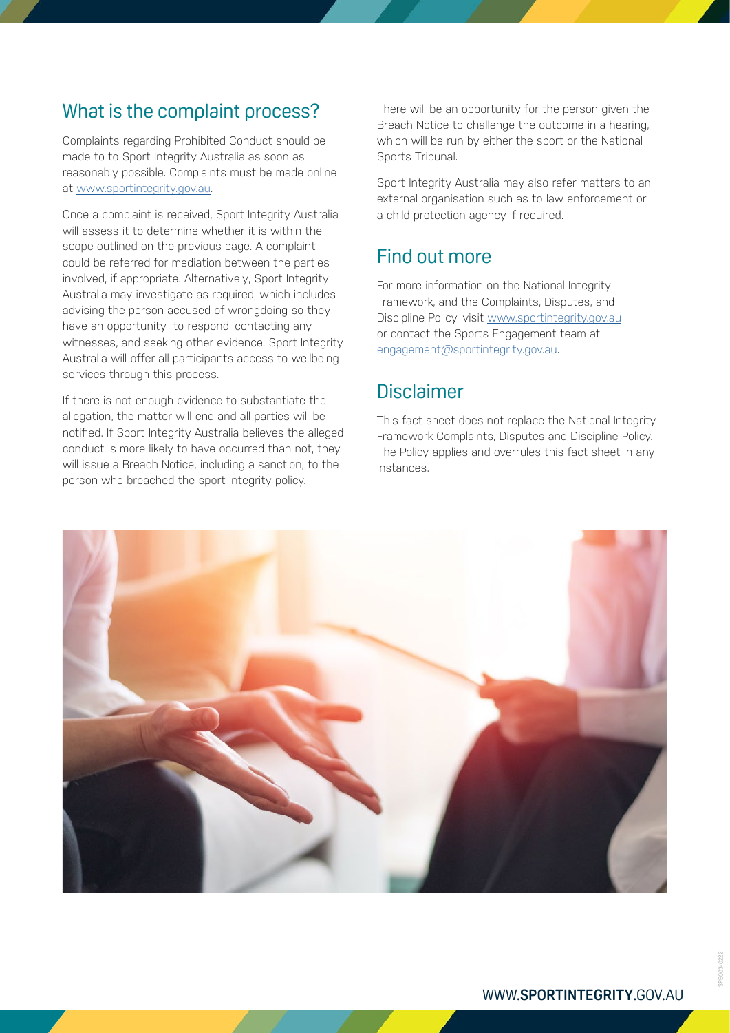## What is the complaint process?

Complaints regarding Prohibited Conduct should be made to to Sport Integrity Australia as soon as reasonably possible. Complaints must be made online at www.sportintegrity.gov.au.

Once a complaint is received, Sport Integrity Australia will assess it to determine whether it is within the scope outlined on the previous page. A complaint could be referred for mediation between the parties involved, if appropriate. Alternatively, Sport Integrity Australia may investigate as required, which includes advising the person accused of wrongdoing so they have an opportunity to respond, contacting any witnesses, and seeking other evidence. Sport Integrity Australia will offer all participants access to wellbeing services through this process.

If there is not enough evidence to substantiate the allegation, the matter will end and all parties will be notified. If Sport Integrity Australia believes the alleged conduct is more likely to have occurred than not, they will issue a Breach Notice, including a sanction, to the person who breached the sport integrity policy.

There will be an opportunity for the person given the Breach Notice to challenge the outcome in a hearing, which will be run by either the sport or the National Sports Tribunal.

Sport Integrity Australia may also refer matters to an external organisation such as to law enforcement or a child protection agency if required.

## Find out more

For more information on the National Integrity Framework, and the Complaints, Disputes, and Discipline Policy, visit www.sportintegrity.gov.au or contact the Sports Engagement team at engagement@sportintegrity.gov.au.

## Disclaimer

This fact sheet does not replace the National Integrity Framework Complaints, Disputes and Discipline Policy. The Policy applies and overrules this fact sheet in any instances.